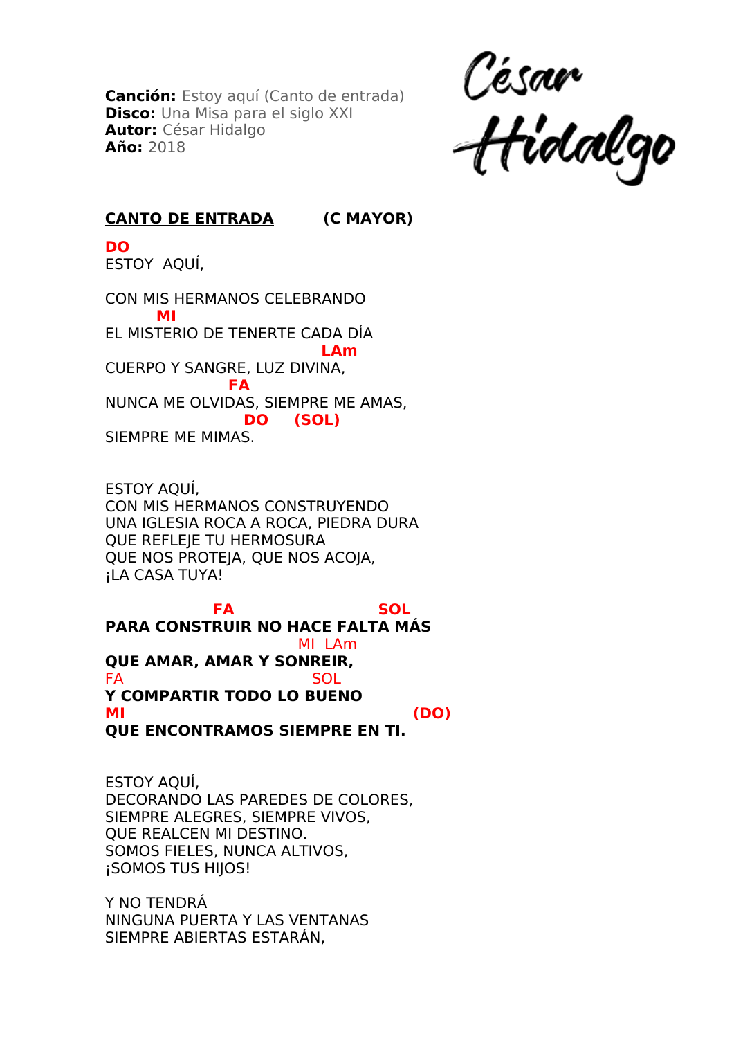**Canción:** Estoy aquí (Canto de entrada)
**Disco:** Una Misa para el siglo XXI
**Autor:** César Hidalgo
**Año:** 2018

César Hidalgo

**CANTO DE ENTRADA** **(C MAYOR)**

```
DO
ESTOY  AQUÍ,

CON MIS HERMANOS CELEBRANDO
         MI
EL MISTERIO DE TENERTE CADA DÍA
                                      LAm
CUERPO Y SANGRE, LUZ DIVINA,
                        FA
NUNCA ME OLVIDAS, SIEMPRE ME AMAS,
                           DO      (SOL)
SIEMPRE ME MIMAS.
```

ESTOY AQUÍ,
CON MIS HERMANOS CONSTRUYENDO
UNA IGLESIA ROCA A ROCA, PIEDRA DURA
QUE REFLEJE TU HERMOSURA
QUE NOS PROTEJA, QUE NOS ACOJA,
¡LA CASA TUYA!

```
                    FA                            SOL
PARA CONSTRUIR NO HACE FALTA MÁS
                                 MI  LAm
QUE AMAR, AMAR Y SONREIR,
FA                             SOL
Y COMPARTIR TODO LO BUENO
MI                                              (DO)
QUE ENCONTRAMOS SIEMPRE EN TI.
```

ESTOY AQUÍ,
DECORANDO LAS PAREDES DE COLORES,
SIEMPRE ALEGRES, SIEMPRE VIVOS,
QUE REALCEN MI DESTINO.
SOMOS FIELES, NUNCA ALTIVOS,
¡SOMOS TUS HIJOS!

Y NO TENDRÁ
NINGUNA PUERTA Y LAS VENTANAS
SIEMPRE ABIERTAS ESTARÁN,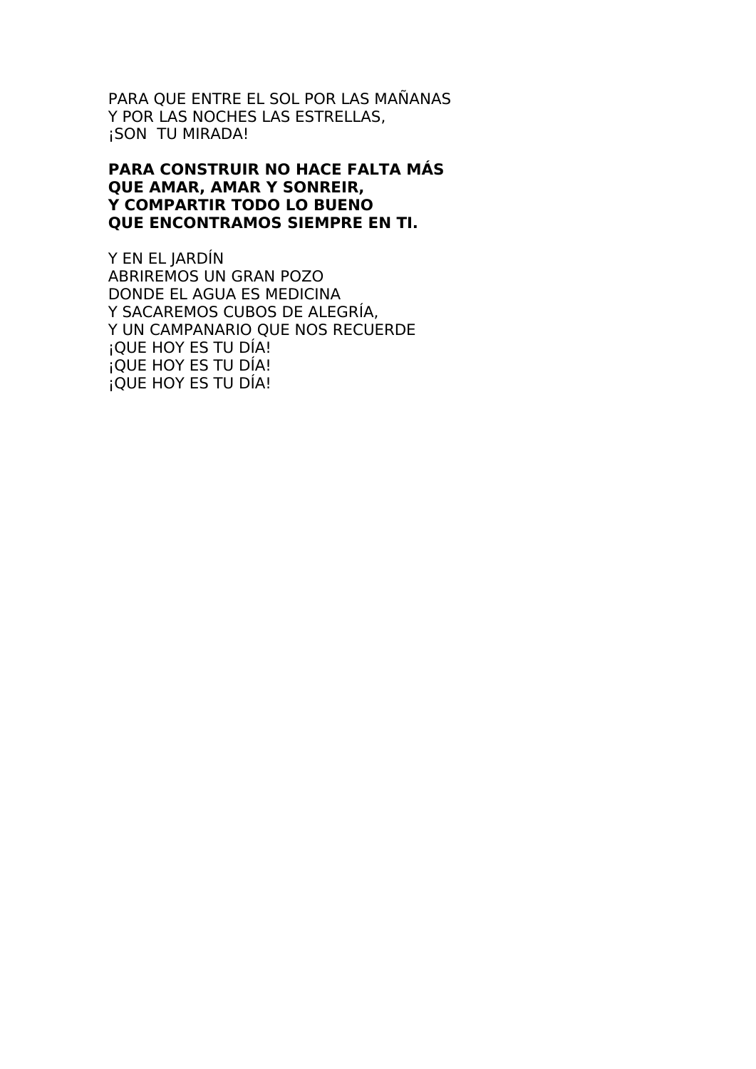PARA QUE ENTRE EL SOL POR LAS MAÑANAS
Y POR LAS NOCHES LAS ESTRELLAS,
¡SON  TU MIRADA!

**PARA CONSTRUIR NO HACE FALTA MÁS**
**QUE AMAR, AMAR Y SONREIR,**
**Y COMPARTIR TODO LO BUENO**
**QUE ENCONTRAMOS SIEMPRE EN TI.**

Y EN EL JARDÍN
ABRIREMOS UN GRAN POZO
DONDE EL AGUA ES MEDICINA
Y SACAREMOS CUBOS DE ALEGRÍA,
Y UN CAMPANARIO QUE NOS RECUERDE
¡QUE HOY ES TU DÍA!
¡QUE HOY ES TU DÍA!
¡QUE HOY ES TU DÍA!